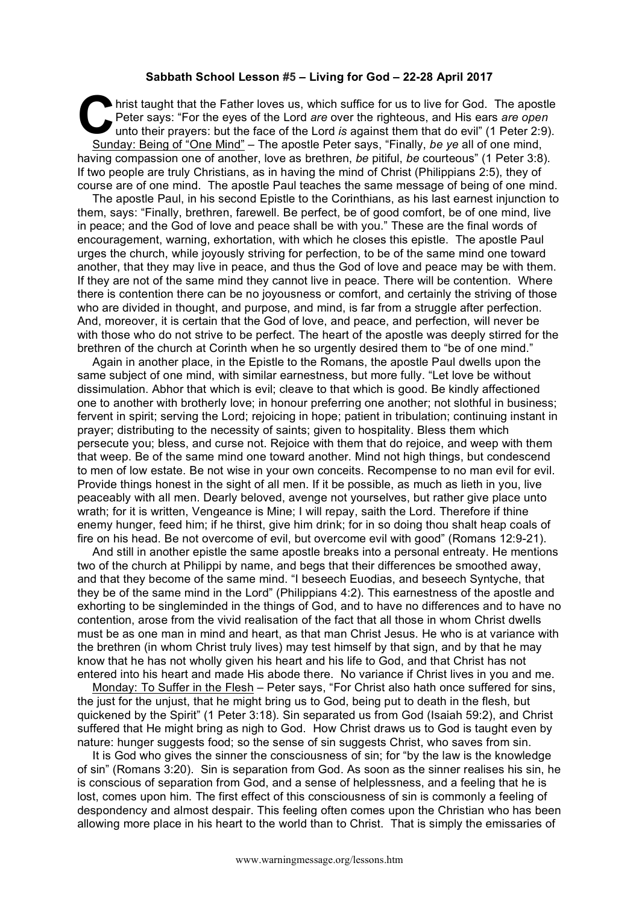**Sabbath School Lesson #5 – Living for God – 22-28 April 2017**

Christ taught that the Father loves us, which suffice for us to live for God. The apostle Peter says: "For the eyes of the Lord *are* over the righteous, and His ears *are open* unto their prayers: but the face of the Lord *is* against them that do evil" (1 Peter 2:9).

Sunday: Being of "One Mind" – The apostle Peter says, "Finally, *be ye* all of one mind, having compassion one of another, love as brethren, *be* pitiful, *be* courteous" (1 Peter 3:8). If two people are truly Christians, as in having the mind of Christ (Philippians 2:5), they of course are of one mind. The apostle Paul teaches the same message of being of one mind.

The apostle Paul, in his second Epistle to the Corinthians, as his last earnest injunction to them, says: "Finally, brethren, farewell. Be perfect, be of good comfort, be of one mind, live in peace; and the God of love and peace shall be with you." These are the final words of encouragement, warning, exhortation, with which he closes this epistle. The apostle Paul urges the church, while joyously striving for perfection, to be of the same mind one toward another, that they may live in peace, and thus the God of love and peace may be with them. If they are not of the same mind they cannot live in peace. There will be contention. Where there is contention there can be no joyousness or comfort, and certainly the striving of those who are divided in thought, and purpose, and mind, is far from a struggle after perfection. And, moreover, it is certain that the God of love, and peace, and perfection, will never be with those who do not strive to be perfect. The heart of the apostle was deeply stirred for the brethren of the church at Corinth when he so urgently desired them to "be of one mind."

Again in another place, in the Epistle to the Romans, the apostle Paul dwells upon the same subject of one mind, with similar earnestness, but more fully. "Let love be without dissimulation. Abhor that which is evil; cleave to that which is good. Be kindly affectioned one to another with brotherly love; in honour preferring one another; not slothful in business; fervent in spirit; serving the Lord; rejoicing in hope; patient in tribulation; continuing instant in prayer; distributing to the necessity of saints; given to hospitality. Bless them which persecute you; bless, and curse not. Rejoice with them that do rejoice, and weep with them that weep. Be of the same mind one toward another. Mind not high things, but condescend to men of low estate. Be not wise in your own conceits. Recompense to no man evil for evil. Provide things honest in the sight of all men. If it be possible, as much as lieth in you, live peaceably with all men. Dearly beloved, avenge not yourselves, but rather give place unto wrath; for it is written, Vengeance is Mine; I will repay, saith the Lord. Therefore if thine enemy hunger, feed him; if he thirst, give him drink; for in so doing thou shalt heap coals of fire on his head. Be not overcome of evil, but overcome evil with good" (Romans 12:9-21).

And still in another epistle the same apostle breaks into a personal entreaty. He mentions two of the church at Philippi by name, and begs that their differences be smoothed away, and that they become of the same mind. "I beseech Euodias, and beseech Syntyche, that they be of the same mind in the Lord" (Philippians 4:2). This earnestness of the apostle and exhorting to be singleminded in the things of God, and to have no differences and to have no contention, arose from the vivid realisation of the fact that all those in whom Christ dwells must be as one man in mind and heart, as that man Christ Jesus. He who is at variance with the brethren (in whom Christ truly lives) may test himself by that sign, and by that he may know that he has not wholly given his heart and his life to God, and that Christ has not entered into his heart and made His abode there. No variance if Christ lives in you and me.

Monday: To Suffer in the Flesh – Peter says, "For Christ also hath once suffered for sins, the just for the unjust, that he might bring us to God, being put to death in the flesh, but quickened by the Spirit" (1 Peter 3:18). Sin separated us from God (Isaiah 59:2), and Christ suffered that He might bring as nigh to God. How Christ draws us to God is taught even by nature: hunger suggests food; so the sense of sin suggests Christ, who saves from sin.

It is God who gives the sinner the consciousness of sin; for "by the law is the knowledge of sin" (Romans 3:20). Sin is separation from God. As soon as the sinner realises his sin, he is conscious of separation from God, and a sense of helplessness, and a feeling that he is lost, comes upon him. The first effect of this consciousness of sin is commonly a feeling of despondency and almost despair. This feeling often comes upon the Christian who has been allowing more place in his heart to the world than to Christ. That is simply the emissaries of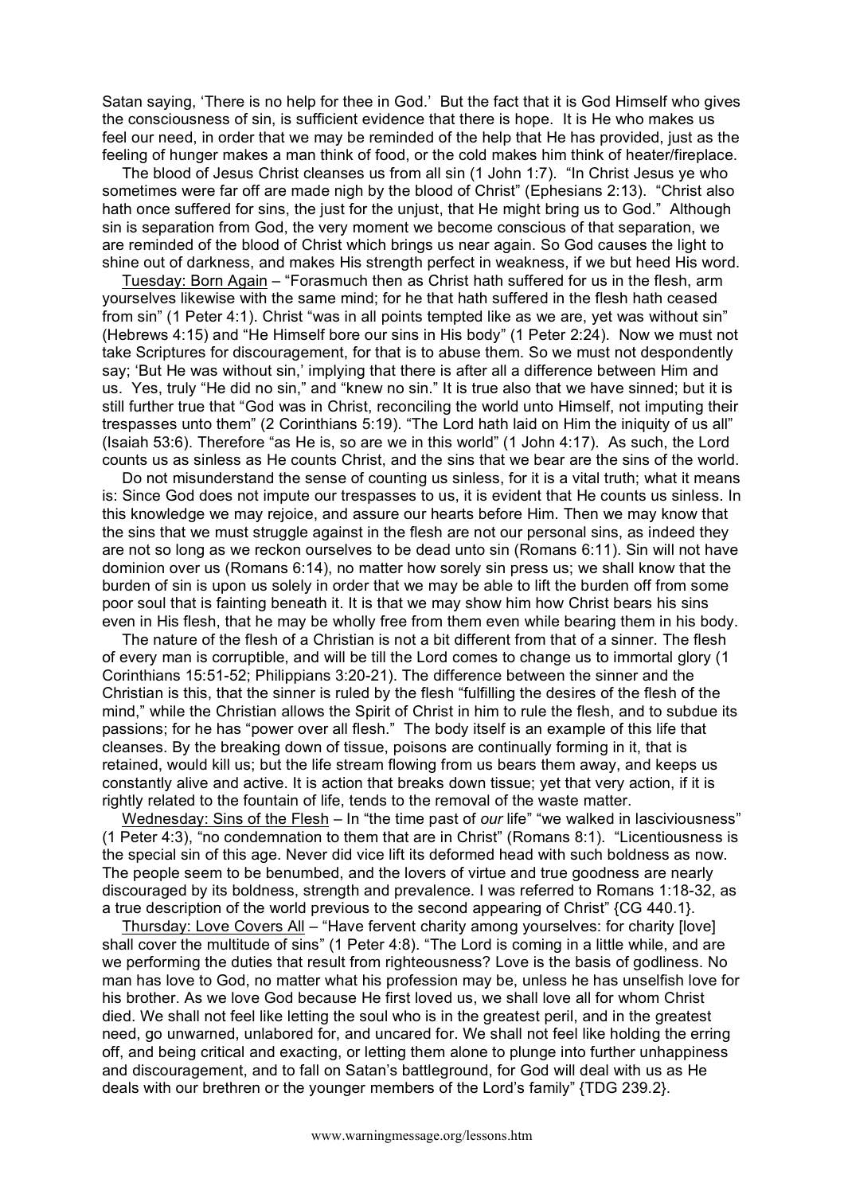Satan saying, 'There is no help for thee in God.' But the fact that it is God Himself who gives the consciousness of sin, is sufficient evidence that there is hope. It is He who makes us feel our need, in order that we may be reminded of the help that He has provided, just as the feeling of hunger makes a man think of food, or the cold makes him think of heater/fireplace.

The blood of Jesus Christ cleanses us from all sin (1 John 1:7). "In Christ Jesus ye who sometimes were far off are made nigh by the blood of Christ" (Ephesians 2:13). "Christ also hath once suffered for sins, the just for the unjust, that He might bring us to God." Although sin is separation from God, the very moment we become conscious of that separation, we are reminded of the blood of Christ which brings us near again. So God causes the light to shine out of darkness, and makes His strength perfect in weakness, if we but heed His word.

Tuesday: Born Again – "Forasmuch then as Christ hath suffered for us in the flesh, arm yourselves likewise with the same mind; for he that hath suffered in the flesh hath ceased from sin" (1 Peter 4:1). Christ "was in all points tempted like as we are, yet was without sin" (Hebrews 4:15) and "He Himself bore our sins in His body" (1 Peter 2:24). Now we must not take Scriptures for discouragement, for that is to abuse them. So we must not despondently say; 'But He was without sin,' implying that there is after all a difference between Him and us. Yes, truly "He did no sin," and "knew no sin." It is true also that we have sinned; but it is still further true that "God was in Christ, reconciling the world unto Himself, not imputing their trespasses unto them" (2 Corinthians 5:19). "The Lord hath laid on Him the iniquity of us all" (Isaiah 53:6). Therefore "as He is, so are we in this world" (1 John 4:17). As such, the Lord counts us as sinless as He counts Christ, and the sins that we bear are the sins of the world.

Do not misunderstand the sense of counting us sinless, for it is a vital truth; what it means is: Since God does not impute our trespasses to us, it is evident that He counts us sinless. In this knowledge we may rejoice, and assure our hearts before Him. Then we may know that the sins that we must struggle against in the flesh are not our personal sins, as indeed they are not so long as we reckon ourselves to be dead unto sin (Romans 6:11). Sin will not have dominion over us (Romans 6:14), no matter how sorely sin press us; we shall know that the burden of sin is upon us solely in order that we may be able to lift the burden off from some poor soul that is fainting beneath it. It is that we may show him how Christ bears his sins even in His flesh, that he may be wholly free from them even while bearing them in his body.

The nature of the flesh of a Christian is not a bit different from that of a sinner. The flesh of every man is corruptible, and will be till the Lord comes to change us to immortal glory (1 Corinthians 15:51-52; Philippians 3:20-21). The difference between the sinner and the Christian is this, that the sinner is ruled by the flesh "fulfilling the desires of the flesh of the mind," while the Christian allows the Spirit of Christ in him to rule the flesh, and to subdue its passions; for he has "power over all flesh." The body itself is an example of this life that cleanses. By the breaking down of tissue, poisons are continually forming in it, that is retained, would kill us; but the life stream flowing from us bears them away, and keeps us constantly alive and active. It is action that breaks down tissue; yet that very action, if it is rightly related to the fountain of life, tends to the removal of the waste matter.

Wednesday: Sins of the Flesh – In "the time past of *our* life" "we walked in lasciviousness" (1 Peter 4:3), "no condemnation to them that are in Christ" (Romans 8:1). "Licentiousness is the special sin of this age. Never did vice lift its deformed head with such boldness as now. The people seem to be benumbed, and the lovers of virtue and true goodness are nearly discouraged by its boldness, strength and prevalence. I was referred to Romans 1:18-32, as a true description of the world previous to the second appearing of Christ" {CG 440.1}.

Thursday: Love Covers All – "Have fervent charity among yourselves: for charity [love] shall cover the multitude of sins" (1 Peter 4:8). "The Lord is coming in a little while, and are we performing the duties that result from righteousness? Love is the basis of godliness. No man has love to God, no matter what his profession may be, unless he has unselfish love for his brother. As we love God because He first loved us, we shall love all for whom Christ died. We shall not feel like letting the soul who is in the greatest peril, and in the greatest need, go unwarned, unlabored for, and uncared for. We shall not feel like holding the erring off, and being critical and exacting, or letting them alone to plunge into further unhappiness and discouragement, and to fall on Satan's battleground, for God will deal with us as He deals with our brethren or the younger members of the Lord's family" {TDG 239.2}.

www.warningmessage.org/lessons.htm